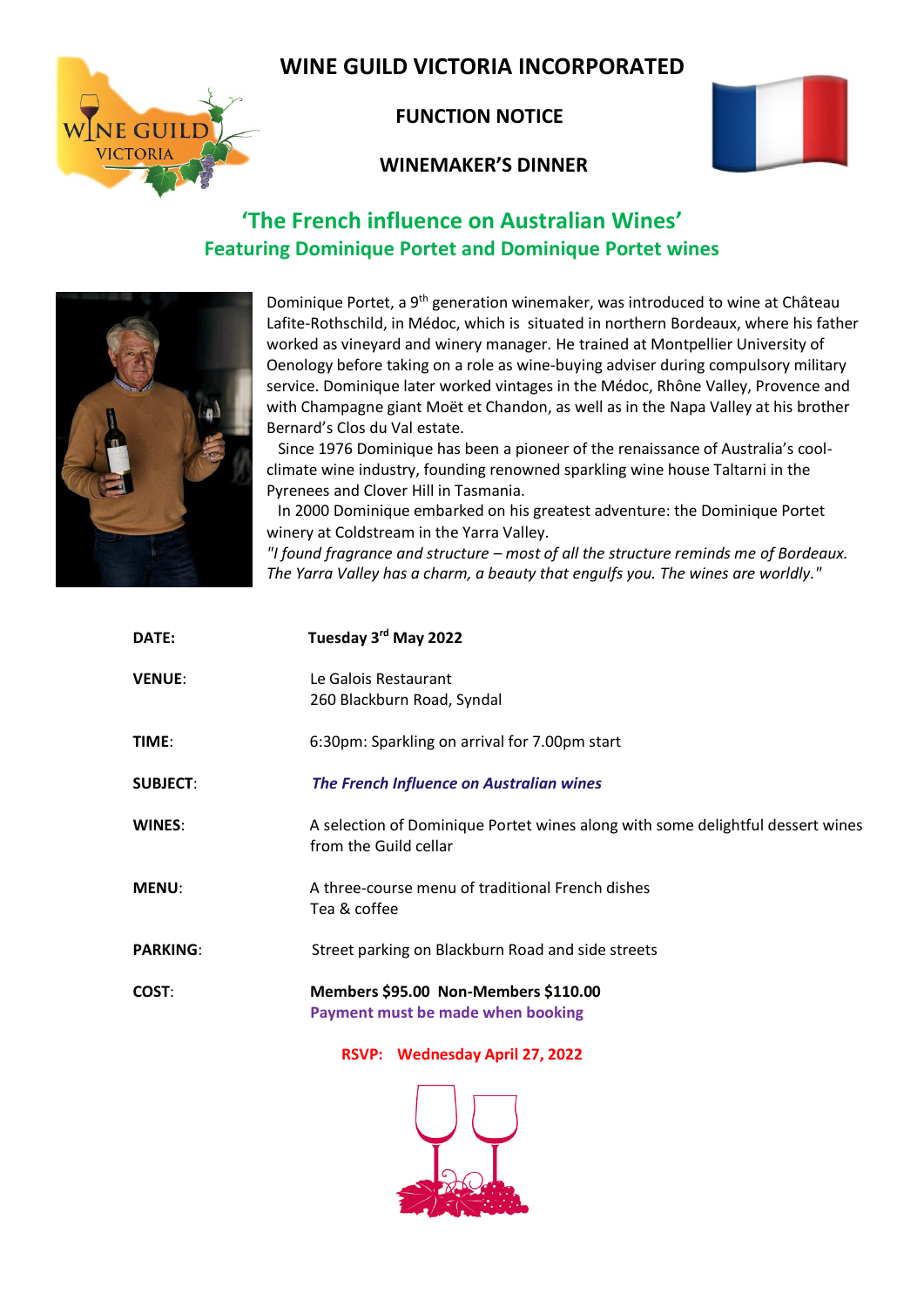# WINE GUILD VICTORIA INCORPORATED

## FUNCTION NOTICE

## WINEMAKER'S DINNER

## 'The French influence on Australian Wines'

### Featuring Dominique Portet and Dominique Portet wines

Dominique Portet, a 9th generation winemaker, was introduced to wine at Château Lafite-Rothschild, in Médoc, which is situated in northern Bordeaux, where his father worked as vineyard and winery manager. He trained at Montpellier University of Oenology before taking on a role as wine-buying adviser during compulsory military service. Dominique later worked vintages in the Médoc, Rhône Valley, Provence and with Champagne giant Moët et Chandon, as well as in the Napa Valley at his brother Bernard's Clos du Val estate.

Since 1976 Dominique has been a pioneer of the renaissance of Australia's cool-climate wine industry, founding renowned sparkling wine house Taltarni in the Pyrenees and Clover Hill in Tasmania.

In 2000 Dominique embarked on his greatest adventure: the Dominique Portet winery at Coldstream in the Yarra Valley.

*"I found fragrance and structure – most of all the structure reminds me of Bordeaux. The Yarra Valley has a charm, a beauty that engulfs you. The wines are worldly."*

| | |
|---|---|
| **DATE:** | **Tuesday 3rd May 2022** |
| **VENUE**: | Le Galois Restaurant<br>260 Blackburn Road, Syndal |
| **TIME**: | 6:30pm: Sparkling on arrival for 7.00pm start |
| **SUBJECT**: | ***The French Influence on Australian wines*** |
| **WINES**: | A selection of Dominique Portet wines along with some delightful dessert wines from the Guild cellar |
| **MENU**: | A three-course menu of traditional French dishes<br>Tea & coffee |
| **PARKING**: | Street parking on Blackburn Road and side streets |
| **COST**: | **Members $95.00 Non-Members $110.00**<br>**Payment must be made when booking** |

**RSVP: Wednesday April 27, 2022**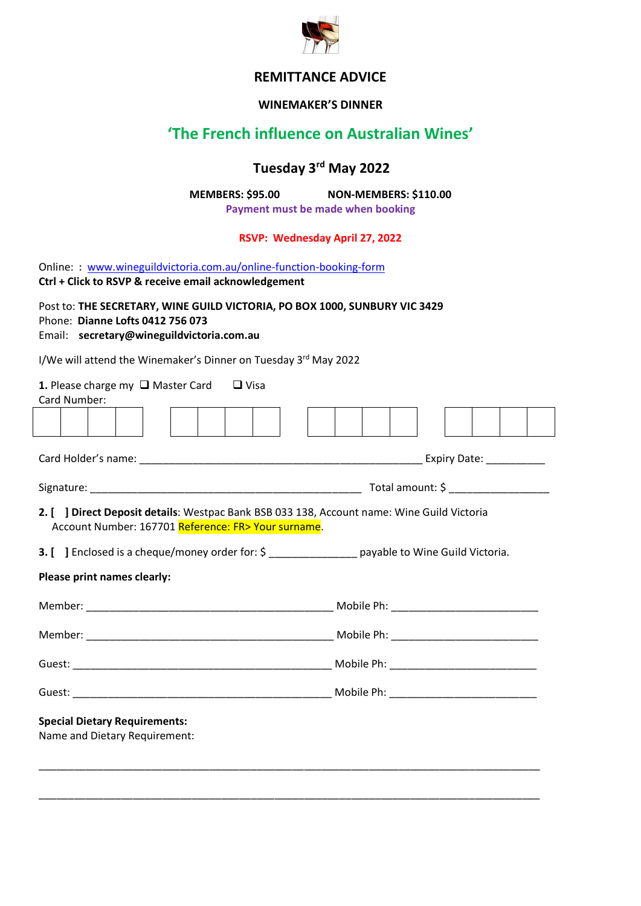# REMITTANCE ADVICE

## WINEMAKER'S DINNER

## 'The French influence on Australian Wines'

### Tuesday 3rd May 2022

**MEMBERS: $95.00** **NON-MEMBERS: $110.00**

**Payment must be made when booking**

**RSVP: Wednesday April 27, 2022**

Online: : www.wineguildvictoria.com.au/online-function-booking-form
**Ctrl + Click to RSVP & receive email acknowledgement**

Post to: **THE SECRETARY, WINE GUILD VICTORIA, PO BOX 1000, SUNBURY VIC 3429**
Phone: **Dianne Lofts 0412 756 073**
Email: **secretary@wineguildvictoria.com.au**

I/We will attend the Winemaker's Dinner on Tuesday 3rd May 2022

**1.** Please charge my ❑ Master Card ❑ Visa
Card Number:

| | | | | | | | | | | | | | | | |
|---|---|---|---|---|---|---|---|---|---|---|---|---|---|---|---|
| | | | | | | | | | | | | | | | |

Card Holder's name: ______________________________________________ Expiry Date: __________

Signature: ____________________________________________ Total amount: $ ________________

**2. [ ] Direct Deposit details**: Westpac Bank BSB 033 138, Account name: Wine Guild Victoria
Account Number: 167701 Reference: FR> Your surname.

**3. [ ]** Enclosed is a cheque/money order for: $ ______________ payable to Wine Guild Victoria.

**Please print names clearly:**

Member: ________________________________________ Mobile Ph: ________________________

Member: ________________________________________ Mobile Ph: ________________________

Guest: __________________________________________ Mobile Ph: ________________________

Guest: __________________________________________ Mobile Ph: ________________________

**Special Dietary Requirements:**
Name and Dietary Requirement:

________________________________________________________________________________

________________________________________________________________________________